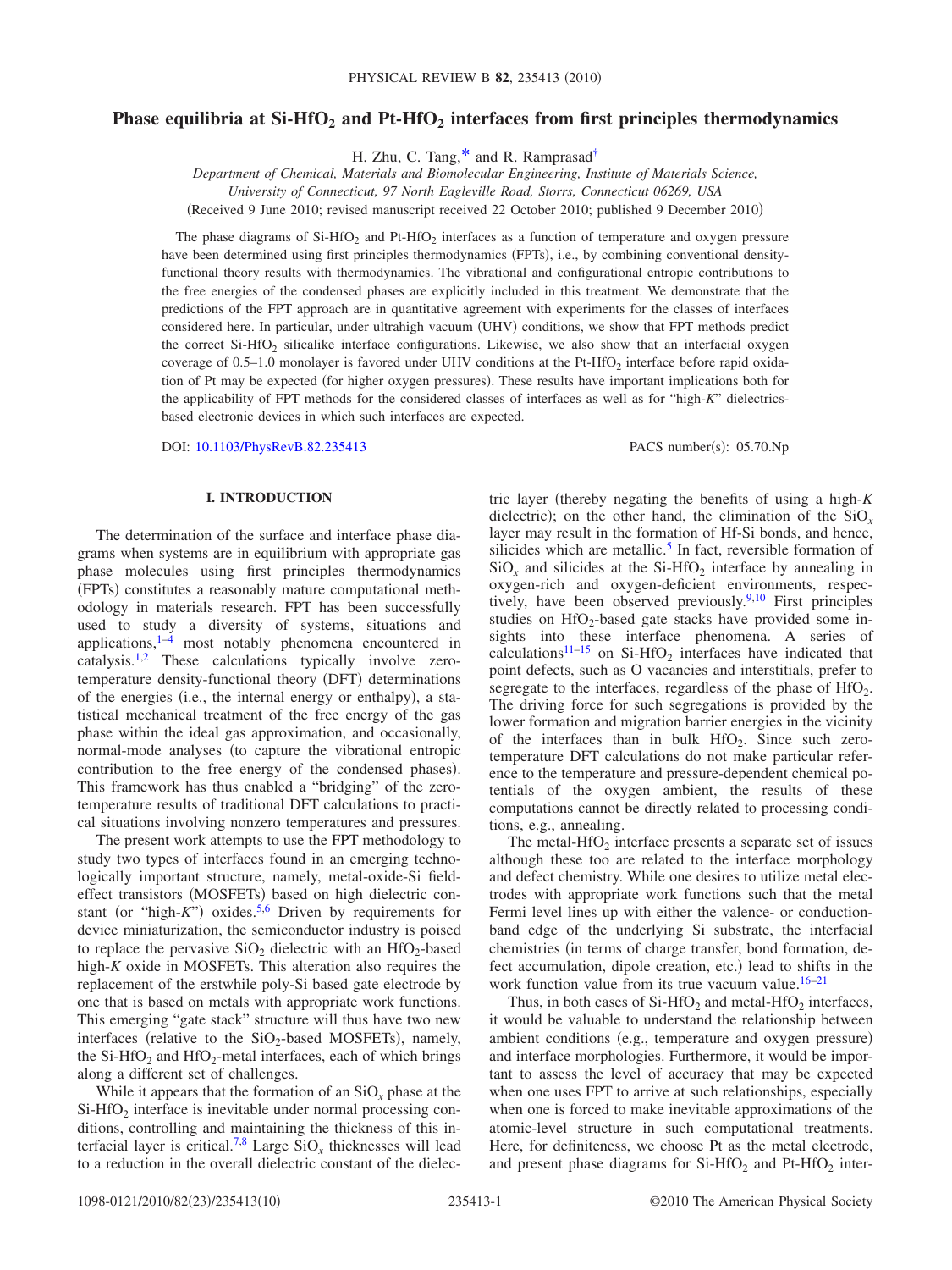# Phase equilibria at Si-$HfO_2$ and Pt-$HfO_2$ interfaces from first principles thermodynamics

H. Zhu, C. Tang,[*] and R. Ramprasad[†]

*Department of Chemical, Materials and Biomolecular Engineering, Institute of Materials Science, University of Connecticut, 97 North Eagleville Road, Storrs, Connecticut 06269, USA*

(Received 9 June 2010; revised manuscript received 22 October 2010; published 9 December 2010)

The phase diagrams of Si-$HfO_2$ and Pt-$HfO_2$ interfaces as a function of temperature and oxygen pressure have been determined using first principles thermodynamics (FPTs), i.e., by combining conventional density-functional theory results with thermodynamics. The vibrational and configurational entropic contributions to the free energies of the condensed phases are explicitly included in this treatment. We demonstrate that the predictions of the FPT approach are in quantitative agreement with experiments for the classes of interfaces considered here. In particular, under ultrahigh vacuum (UHV) conditions, we show that FPT methods predict the correct Si-$HfO_2$ silicalike interface configurations. Likewise, we also show that an interfacial oxygen coverage of 0.5–1.0 monolayer is favored under UHV conditions at the Pt-$HfO_2$ interface before rapid oxidation of Pt may be expected (for higher oxygen pressures). These results have important implications both for the applicability of FPT methods for the considered classes of interfaces as well as for "high-*K*" dielectrics-based electronic devices in which such interfaces are expected.

DOI: 10.1103/PhysRevB.82.235413 PACS number(s): 05.70.Np

## I. INTRODUCTION

The determination of the surface and interface phase diagrams when systems are in equilibrium with appropriate gas phase molecules using first principles thermodynamics (FPTs) constitutes a reasonably mature computational methodology in materials research. FPT has been successfully used to study a diversity of systems, situations and applications,[1–4] most notably phenomena encountered in catalysis.[1,2] These calculations typically involve zero-temperature density-functional theory (DFT) determinations of the energies (i.e., the internal energy or enthalpy), a statistical mechanical treatment of the free energy of the gas phase within the ideal gas approximation, and occasionally, normal-mode analyses (to capture the vibrational entropic contribution to the free energy of the condensed phases). This framework has thus enabled a "bridging" of the zero-temperature results of traditional DFT calculations to practical situations involving nonzero temperatures and pressures.

The present work attempts to use the FPT methodology to study two types of interfaces found in an emerging technologically important structure, namely, metal-oxide-Si field-effect transistors (MOSFETs) based on high dielectric constant (or "high-*K*") oxides.[5,6] Driven by requirements for device miniaturization, the semiconductor industry is poised to replace the pervasive $SiO_2$ dielectric with an $HfO_2$-based high-*K* oxide in MOSFETs. This alteration also requires the replacement of the erstwhile poly-Si based gate electrode by one that is based on metals with appropriate work functions. This emerging "gate stack" structure will thus have two new interfaces (relative to the $SiO_2$-based MOSFETs), namely, the Si-$HfO_2$ and $HfO_2$-metal interfaces, each of which brings along a different set of challenges.

While it appears that the formation of an $SiO_x$ phase at the Si-$HfO_2$ interface is inevitable under normal processing conditions, controlling and maintaining the thickness of this interfacial layer is critical.[7,8] Large $SiO_x$ thicknesses will lead to a reduction in the overall dielectric constant of the dielectric layer (thereby negating the benefits of using a high-*K* dielectric); on the other hand, the elimination of the $SiO_x$ layer may result in the formation of Hf-Si bonds, and hence, silicides which are metallic.[5] In fact, reversible formation of $SiO_x$ and silicides at the Si-$HfO_2$ interface by annealing in oxygen-rich and oxygen-deficient environments, respectively, have been observed previously.[9,10] First principles studies on $HfO_2$-based gate stacks have provided some insights into these interface phenomena. A series of calculations[11–15] on Si-$HfO_2$ interfaces have indicated that point defects, such as O vacancies and interstitials, prefer to segregate to the interfaces, regardless of the phase of $HfO_2$. The driving force for such segregations is provided by the lower formation and migration barrier energies in the vicinity of the interfaces than in bulk $HfO_2$. Since such zero-temperature DFT calculations do not make particular reference to the temperature and pressure-dependent chemical potentials of the oxygen ambient, the results of these computations cannot be directly related to processing conditions, e.g., annealing.

The metal-$HfO_2$ interface presents a separate set of issues although these too are related to the interface morphology and defect chemistry. While one desires to utilize metal electrodes with appropriate work functions such that the metal Fermi level lines up with either the valence- or conduction-band edge of the underlying Si substrate, the interfacial chemistries (in terms of charge transfer, bond formation, defect accumulation, dipole creation, etc.) lead to shifts in the work function value from its true vacuum value.[16–21]

Thus, in both cases of Si-$HfO_2$ and metal-$HfO_2$ interfaces, it would be valuable to understand the relationship between ambient conditions (e.g., temperature and oxygen pressure) and interface morphologies. Furthermore, it would be important to assess the level of accuracy that may be expected when one uses FPT to arrive at such relationships, especially when one is forced to make inevitable approximations of the atomic-level structure in such computational treatments. Here, for definiteness, we choose Pt as the metal electrode, and present phase diagrams for Si-$HfO_2$ and Pt-$HfO_2$ inter-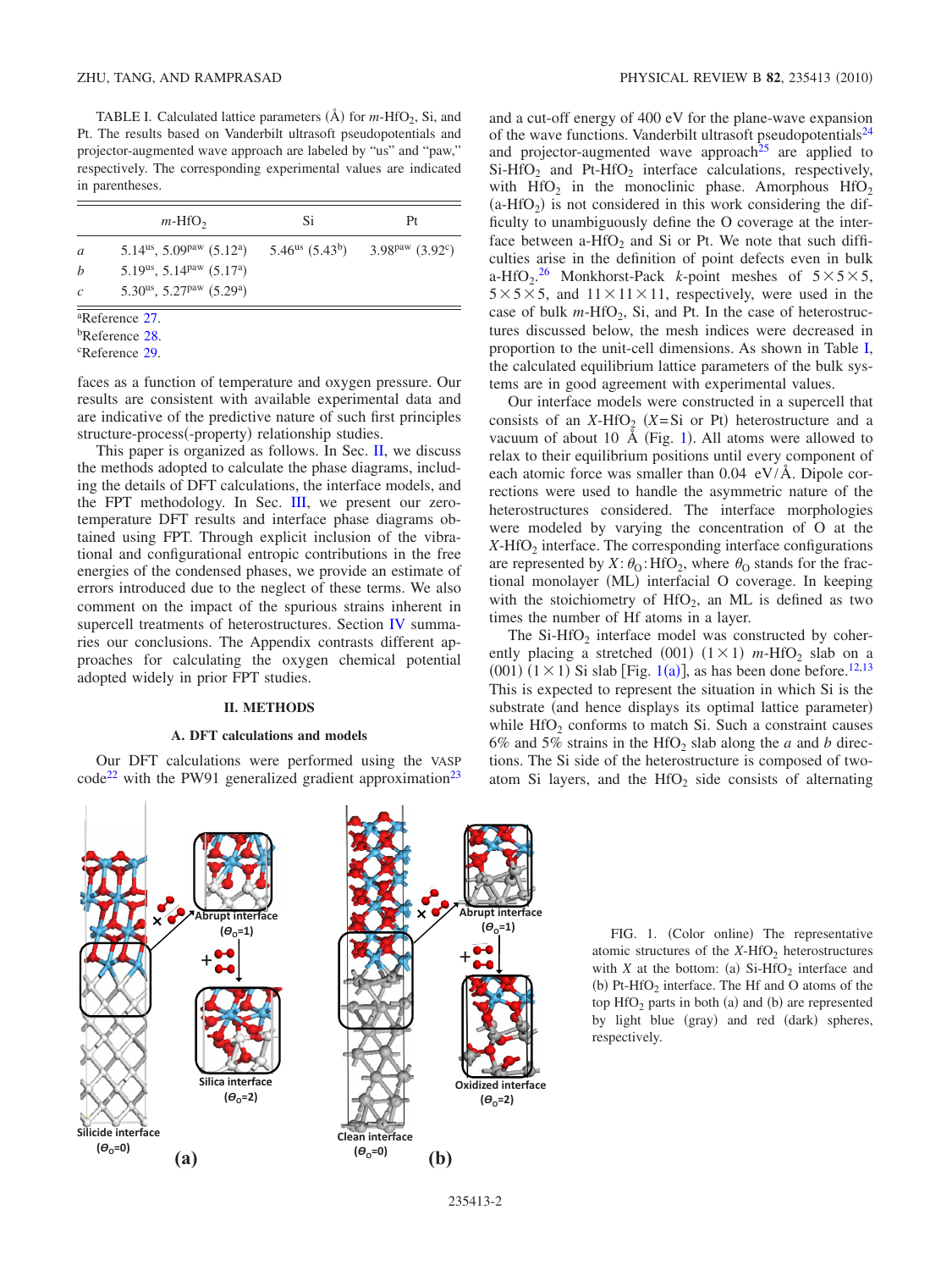TABLE I. Calculated lattice parameters (Å) for $m$-$HfO_2$, Si, and Pt. The results based on Vanderbilt ultrasoft pseudopotentials and projector-augmented wave approach are labeled by "us" and "paw," respectively. The corresponding experimental values are indicated in parentheses.

| | $m$-$HfO_2$ | Si | Pt |
|---|---|---|---|
| $a$ | $5.14^{us}$, $5.09^{paw}$ ($5.12^{a}$) | $5.46^{us}$ ($5.43^{b}$) | $3.98^{paw}$ ($3.92^{c}$) |
| $b$ | $5.19^{us}$, $5.14^{paw}$ ($5.17^{a}$) | | |
| $c$ | $5.30^{us}$, $5.27^{paw}$ ($5.29^{a}$) | | |

[a]Reference 27.
[b]Reference 28.
[c]Reference 29.

faces as a function of temperature and oxygen pressure. Our results are consistent with available experimental data and are indicative of the predictive nature of such first principles structure-process(-property) relationship studies.

This paper is organized as follows. In Sec. II, we discuss the methods adopted to calculate the phase diagrams, including the details of DFT calculations, the interface models, and the FPT methodology. In Sec. III, we present our zero-temperature DFT results and interface phase diagrams obtained using FPT. Through explicit inclusion of the vibrational and configurational entropic contributions in the free energies of the condensed phases, we provide an estimate of errors introduced due to the neglect of these terms. We also comment on the impact of the spurious strains inherent in supercell treatments of heterostructures. Section IV summaries our conclusions. The Appendix contrasts different approaches for calculating the oxygen chemical potential adopted widely in prior FPT studies.

## II. METHODS

### A. DFT calculations and models

Our DFT calculations were performed using the VASP code[22] with the PW91 generalized gradient approximation[23] and a cut-off energy of 400 eV for the plane-wave expansion of the wave functions. Vanderbilt ultrasoft pseudopotentials[24] and projector-augmented wave approach[25] are applied to Si-$HfO_2$ and Pt-$HfO_2$ interface calculations, respectively, with $HfO_2$ in the monoclinic phase. Amorphous $HfO_2$ (a-$HfO_2$) is not considered in this work considering the difficulty to unambiguously define the O coverage at the interface between a-$HfO_2$ and Si or Pt. We note that such difficulties arise in the definition of point defects even in bulk a-$HfO_2$.[26] Monkhorst-Pack $k$-point meshes of $5\times5\times5$, $5\times5\times5$, and $11\times11\times11$, respectively, were used in the case of bulk $m$-$HfO_2$, Si, and Pt. In the case of heterostructures discussed below, the mesh indices were decreased in proportion to the unit-cell dimensions. As shown in Table I, the calculated equilibrium lattice parameters of the bulk systems are in good agreement with experimental values.

Our interface models were constructed in a supercell that consists of an $X$-$HfO_2$ ($X$=Si or Pt) heterostructure and a vacuum of about 10 Å (Fig. 1). All atoms were allowed to relax to their equilibrium positions until every component of each atomic force was smaller than 0.04 eV/Å. Dipole corrections were used to handle the asymmetric nature of the heterostructures considered. The interface morphologies were modeled by varying the concentration of O at the $X$-$HfO_2$ interface. The corresponding interface configurations are represented by $X$:$\theta_O$:$HfO_2$, where $\theta_O$ stands for the fractional monolayer (ML) interfacial O coverage. In keeping with the stoichiometry of $HfO_2$, an ML is defined as two times the number of Hf atoms in a layer.

The Si-$HfO_2$ interface model was constructed by coherently placing a stretched (001) $(1\times1)$ $m$-$HfO_2$ slab on a (001) $(1\times1)$ Si slab [Fig. 1(a)], as has been done before.[12,13] This is expected to represent the situation in which Si is the substrate (and hence displays its optimal lattice parameter) while $HfO_2$ conforms to match Si. Such a constraint causes 6% and 5% strains in the $HfO_2$ slab along the $a$ and $b$ directions. The Si side of the heterostructure is composed of two-atom Si layers, and the $HfO_2$ side consists of alternating

FIG. 1. (Color online) The representative atomic structures of the $X$-$HfO_2$ heterostructures with $X$ at the bottom: (a) Si-$HfO_2$ interface and (b) Pt-$HfO_2$ interface. The Hf and O atoms of the top $HfO_2$ parts in both (a) and (b) are represented by light blue (gray) and red (dark) spheres, respectively.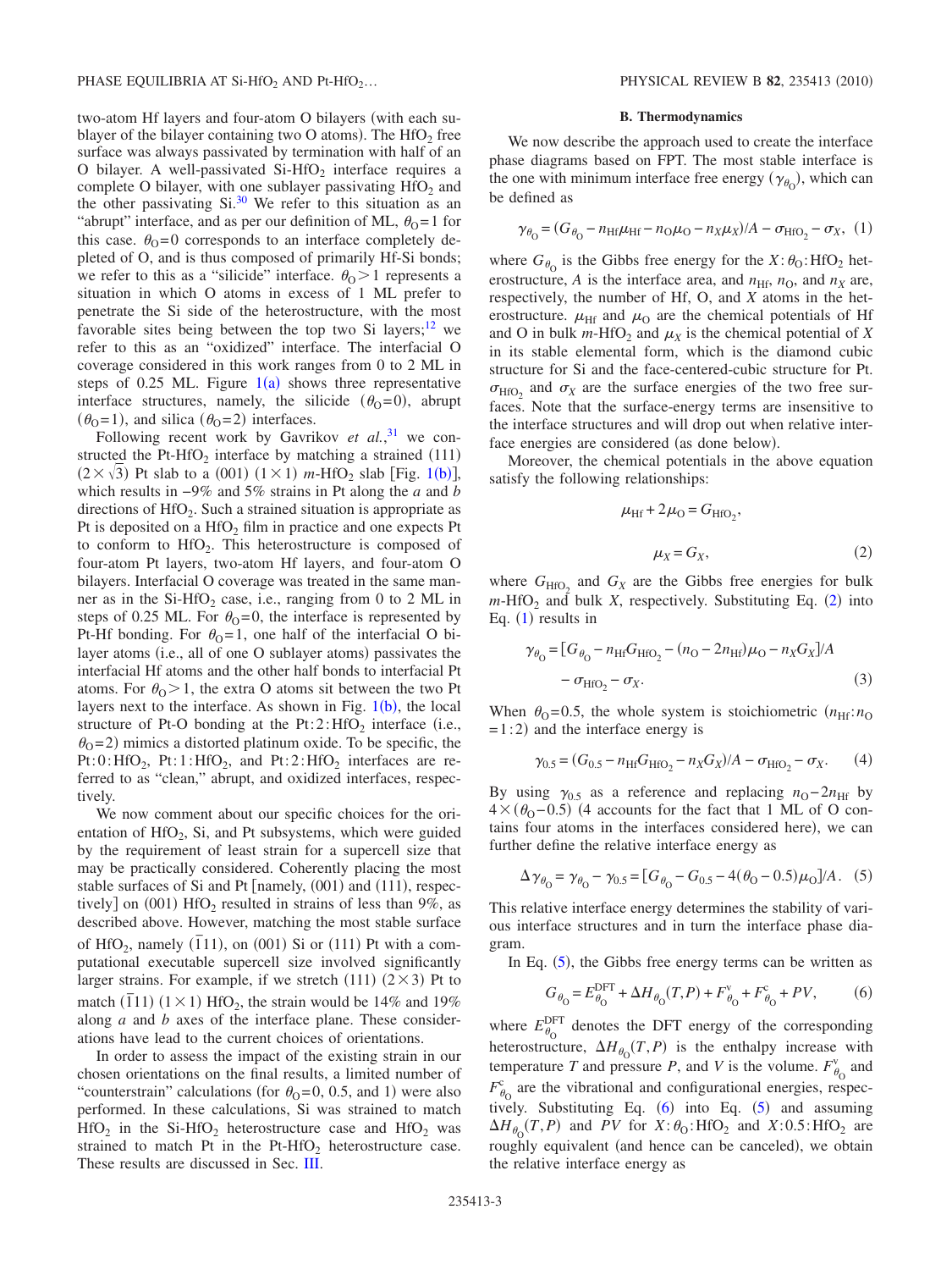two-atom Hf layers and four-atom O bilayers (with each sublayer of the bilayer containing two O atoms). The $HfO_2$ free surface was always passivated by termination with half of an O bilayer. A well-passivated $Si$-$HfO_2$ interface requires a complete O bilayer, with one sublayer passivating $HfO_2$ and the other passivating Si.[30] We refer to this situation as an "abrupt" interface, and as per our definition of ML, $\theta_O=1$ for this case. $\theta_O=0$ corresponds to an interface completely depleted of O, and is thus composed of primarily Hf-Si bonds; we refer to this as a "silicide" interface. $\theta_O>1$ represents a situation in which O atoms in excess of 1 ML prefer to penetrate the Si side of the heterostructure, with the most favorable sites being between the top two Si layers;[12] we refer to this as an "oxidized" interface. The interfacial O coverage considered in this work ranges from 0 to 2 ML in steps of 0.25 ML. Figure 1(a) shows three representative interface structures, namely, the silicide ($\theta_O=0$), abrupt ($\theta_O=1$), and silica ($\theta_O=2$) interfaces.

Following recent work by Gavrikov *et al.*,[31] we constructed the $Pt$-$HfO_2$ interface by matching a strained (111) $(2\times\sqrt{3})$ Pt slab to a (001) $(1\times 1)$ $m$-$HfO_2$ slab [Fig. 1(b)], which results in −9% and 5% strains in Pt along the $a$ and $b$ directions of $HfO_2$. Such a strained situation is appropriate as Pt is deposited on a $HfO_2$ film in practice and one expects Pt to conform to $HfO_2$. This heterostructure is composed of four-atom Pt layers, two-atom Hf layers, and four-atom O bilayers. Interfacial O coverage was treated in the same manner as in the $Si$-$HfO_2$ case, i.e., ranging from 0 to 2 ML in steps of 0.25 ML. For $\theta_O=0$, the interface is represented by Pt-Hf bonding. For $\theta_O=1$, one half of the interfacial O bilayer atoms (i.e., all of one O sublayer atoms) passivates the interfacial Hf atoms and the other half bonds to interfacial Pt atoms. For $\theta_O>1$, the extra O atoms sit between the two Pt layers next to the interface. As shown in Fig. 1(b), the local structure of Pt-O bonding at the $Pt:2:HfO_2$ interface (i.e., $\theta_O=2$) mimics a distorted platinum oxide. To be specific, the $Pt:0:HfO_2$, $Pt:1:HfO_2$, and $Pt:2:HfO_2$ interfaces are referred to as "clean," abrupt, and oxidized interfaces, respectively.

We now comment about our specific choices for the orientation of $HfO_2$, Si, and Pt subsystems, which were guided by the requirement of least strain for a supercell size that may be practically considered. Coherently placing the most stable surfaces of Si and Pt [namely, (001) and (111), respectively] on (001) $HfO_2$ resulted in strains of less than 9%, as described above. However, matching the most stable surface of $HfO_2$, namely $(\bar{1}11)$, on (001) Si or (111) Pt with a computational executable supercell size involved significantly larger strains. For example, if we stretch (111) $(2\times 3)$ Pt to match $(\bar{1}11)$ $(1\times 1)$ $HfO_2$, the strain would be 14% and 19% along $a$ and $b$ axes of the interface plane. These considerations have lead to the current choices of orientations.

In order to assess the impact of the existing strain in our chosen orientations on the final results, a limited number of "counterstrain" calculations (for $\theta_O=0$, 0.5, and 1) were also performed. In these calculations, Si was strained to match $HfO_2$ in the $Si$-$HfO_2$ heterostructure case and $HfO_2$ was strained to match Pt in the $Pt$-$HfO_2$ heterostructure case. These results are discussed in Sec. III.

### B. Thermodynamics

We now describe the approach used to create the interface phase diagrams based on FPT. The most stable interface is the one with minimum interface free energy ($\gamma_{\theta_O}$), which can be defined as

$$\gamma_{\theta_O} = (G_{\theta_O} - n_{Hf}\mu_{Hf} - n_O\mu_O - n_X\mu_X)/A - \sigma_{HfO_2} - \sigma_X, \quad (1)$$

where $G_{\theta_O}$ is the Gibbs free energy for the $X:\theta_O:HfO_2$ heterostructure, $A$ is the interface area, and $n_{Hf}$, $n_O$, and $n_X$ are, respectively, the number of Hf, O, and $X$ atoms in the heterostructure. $\mu_{Hf}$ and $\mu_O$ are the chemical potentials of Hf and O in bulk $m$-$HfO_2$ and $\mu_X$ is the chemical potential of $X$ in its stable elemental form, which is the diamond cubic structure for Si and the face-centered-cubic structure for Pt. $\sigma_{HfO_2}$ and $\sigma_X$ are the surface energies of the two free surfaces. Note that the surface-energy terms are insensitive to the interface structures and will drop out when relative interface energies are considered (as done below).

Moreover, the chemical potentials in the above equation satisfy the following relationships:

$$\mu_{Hf} + 2\mu_O = G_{HfO_2},$$

$$\mu_X = G_X, \quad (2)$$

where $G_{HfO_2}$ and $G_X$ are the Gibbs free energies for bulk $m$-$HfO_2$ and bulk $X$, respectively. Substituting Eq. (2) into Eq. (1) results in

$$\gamma_{\theta_O} = [G_{\theta_O} - n_{Hf}G_{HfO_2} - (n_O - 2n_{Hf})\mu_O - n_XG_X]/A - \sigma_{HfO_2} - \sigma_X. \quad (3)$$

When $\theta_O=0.5$, the whole system is stoichiometric ($n_{Hf}:n_O = 1:2$) and the interface energy is

$$\gamma_{0.5} = (G_{0.5} - n_{Hf}G_{HfO_2} - n_XG_X)/A - \sigma_{HfO_2} - \sigma_X. \quad (4)$$

By using $\gamma_{0.5}$ as a reference and replacing $n_O - 2n_{Hf}$ by $4\times(\theta_O - 0.5)$ (4 accounts for the fact that 1 ML of O contains four atoms in the interfaces considered here), we can further define the relative interface energy as

$$\Delta\gamma_{\theta_O} = \gamma_{\theta_O} - \gamma_{0.5} = [G_{\theta_O} - G_{0.5} - 4(\theta_O - 0.5)\mu_O]/A. \quad (5)$$

This relative interface energy determines the stability of various interface structures and in turn the interface phase diagram.

In Eq. (5), the Gibbs free energy terms can be written as

$$G_{\theta_O} = E_{\theta_O}^{DFT} + \Delta H_{\theta_O}(T,P) + F_{\theta_O}^{v} + F_{\theta_O}^{c} + PV, \quad (6)$$

where $E_{\theta_O}^{DFT}$ denotes the DFT energy of the corresponding heterostructure, $\Delta H_{\theta_O}(T,P)$ is the enthalpy increase with temperature $T$ and pressure $P$, and $V$ is the volume. $F_{\theta_O}^{v}$ and $F_{\theta_O}^{c}$ are the vibrational and configurational energies, respectively. Substituting Eq. (6) into Eq. (5) and assuming $\Delta H_{\theta_O}(T,P)$ and $PV$ for $X:\theta_O:HfO_2$ and $X:0.5:HfO_2$ are roughly equivalent (and hence can be canceled), we obtain the relative interface energy as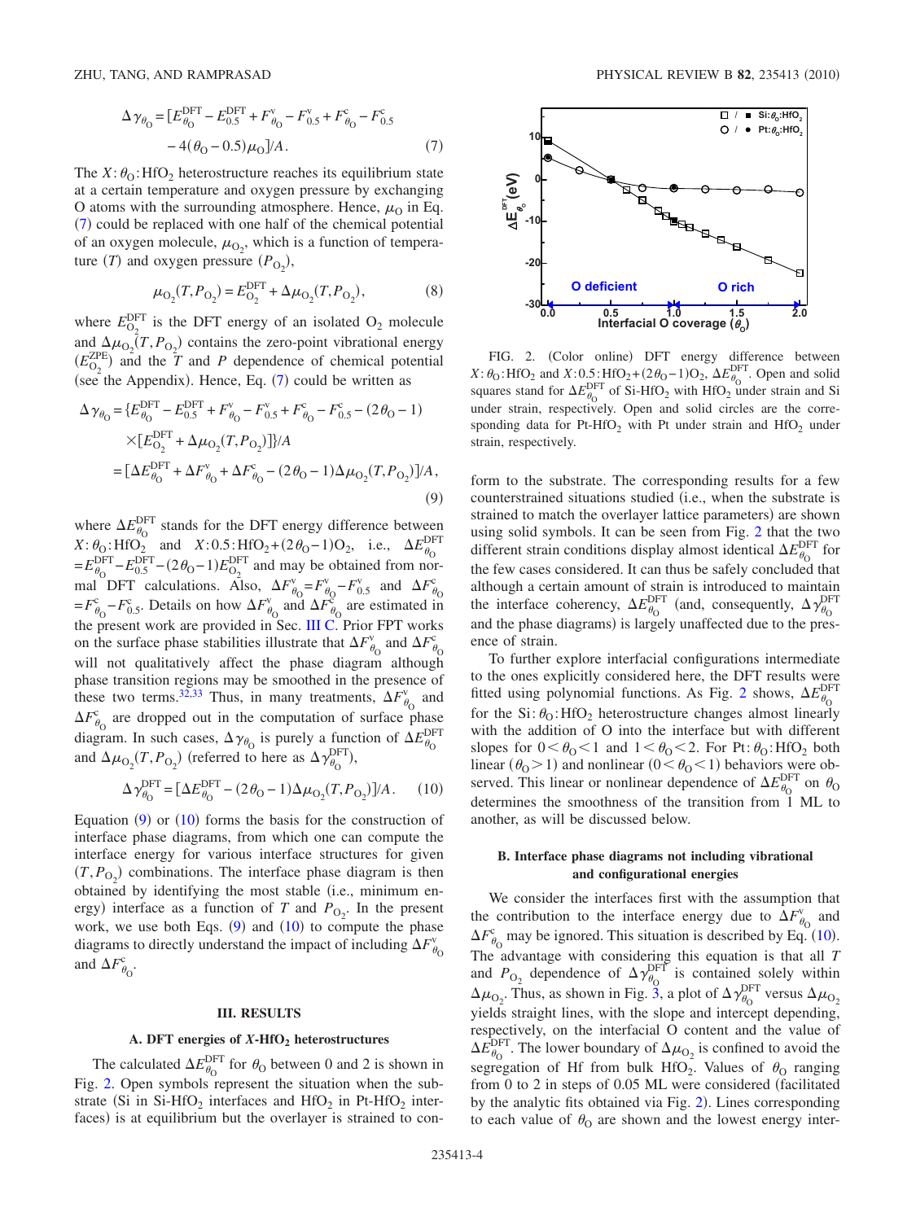$$\Delta\gamma_{\theta_O} = [E^{DFT}_{\theta_O} - E^{DFT}_{0.5} + F^{v}_{\theta_O} - F^{v}_{0.5} + F^{c}_{\theta_O} - F^{c}_{0.5} - 4(\theta_O - 0.5)\mu_O]/A. \quad (7)$$

The $X:\theta_O:HfO_2$ heterostructure reaches its equilibrium state at a certain temperature and oxygen pressure by exchanging O atoms with the surrounding atmosphere. Hence, $\mu_O$ in Eq. (7) could be replaced with one half of the chemical potential of an oxygen molecule, $\mu_{O_2}$, which is a function of temperature ($T$) and oxygen pressure ($P_{O_2}$),

$$\mu_{O_2}(T,P_{O_2}) = E^{DFT}_{O_2} + \Delta\mu_{O_2}(T,P_{O_2}), \quad (8)$$

where $E^{DFT}_{O_2}$ is the DFT energy of an isolated $O_2$ molecule and $\Delta\mu_{O_2}(T,P_{O_2})$ contains the zero-point vibrational energy ($E^{ZPE}_{O_2}$) and the $T$ and $P$ dependence of chemical potential (see the Appendix). Hence, Eq. (7) could be written as

$$\begin{aligned}\Delta\gamma_{\theta_O} &= \{E^{DFT}_{\theta_O} - E^{DFT}_{0.5} + F^{v}_{\theta_O} - F^{v}_{0.5} + F^{c}_{\theta_O} - F^{c}_{0.5} - (2\theta_O - 1) \\ &\quad \times [E^{DFT}_{O_2} + \Delta\mu_{O_2}(T,P_{O_2})]\}/A \\ &= [\Delta E^{DFT}_{\theta_O} + \Delta F^{v}_{\theta_O} + \Delta F^{c}_{\theta_O} - (2\theta_O - 1)\Delta\mu_{O_2}(T,P_{O_2})]/A,\end{aligned} \quad (9)$$

where $\Delta E^{DFT}_{\theta_O}$ stands for the DFT energy difference between $X:\theta_O:HfO_2$ and $X:0.5:HfO_2+(2\theta_O-1)O_2$, i.e., $\Delta E^{DFT}_{\theta_O} = E^{DFT}_{\theta_O} - E^{DFT}_{0.5} - (2\theta_O - 1)E^{DFT}_{O_2}$ and may be obtained from normal DFT calculations. Also, $\Delta F^{v}_{\theta_O} = F^{v}_{\theta_O} - F^{v}_{0.5}$ and $\Delta F^{c}_{\theta_O} = F^{c}_{\theta_O} - F^{c}_{0.5}$. Details on how $\Delta F^{v}_{\theta_O}$ and $\Delta F^{c}_{\theta_O}$ are estimated in the present work are provided in Sec. III C. Prior FPT works on the surface phase stabilities illustrate that $\Delta F^{v}_{\theta_O}$ and $\Delta F^{c}_{\theta_O}$ will not qualitatively affect the phase diagram although phase transition regions may be smoothed in the presence of these two terms.[32,33] Thus, in many treatments, $\Delta F^{v}_{\theta_O}$ and $\Delta F^{c}_{\theta_O}$ are dropped out in the computation of surface phase diagram. In such cases, $\Delta\gamma_{\theta_O}$ is purely a function of $\Delta E^{DFT}_{\theta_O}$ and $\Delta\mu_{O_2}(T,P_{O_2})$ (referred to here as $\Delta\gamma^{DFT}_{\theta_O}$),

$$\Delta\gamma^{DFT}_{\theta_O} = [\Delta E^{DFT}_{\theta_O} - (2\theta_O - 1)\Delta\mu_{O_2}(T,P_{O_2})]/A. \quad (10)$$

Equation (9) or (10) forms the basis for the construction of interface phase diagrams, from which one can compute the interface energy for various interface structures for given $(T,P_{O_2})$ combinations. The interface phase diagram is then obtained by identifying the most stable (i.e., minimum energy) interface as a function of $T$ and $P_{O_2}$. In the present work, we use both Eqs. (9) and (10) to compute the phase diagrams to directly understand the impact of including $\Delta F^{v}_{\theta_O}$ and $\Delta F^{c}_{\theta_O}$.

## III. RESULTS

### A. DFT energies of $X$-$HfO_2$ heterostructures

The calculated $\Delta E^{DFT}_{\theta_O}$ for $\theta_O$ between 0 and 2 is shown in Fig. 2. Open symbols represent the situation when the substrate (Si in Si-$HfO_2$ interfaces and $HfO_2$ in Pt-$HfO_2$ interfaces) is at equilibrium but the overlayer is strained to conform to the substrate. The corresponding results for a few counterstrained situations studied (i.e., when the substrate is strained to match the overlayer lattice parameters) are shown using solid symbols. It can be seen from Fig. 2 that the two different strain conditions display almost identical $\Delta E^{DFT}_{\theta_O}$ for the few cases considered. It can thus be safely concluded that although a certain amount of strain is introduced to maintain the interface coherency, $\Delta E^{DFT}_{\theta_O}$ (and, consequently, $\Delta\gamma^{DFT}_{\theta_O}$ and the phase diagrams) is largely unaffected due to the presence of strain.

FIG. 2. (Color online) DFT energy difference between $X:\theta_O:HfO_2$ and $X:0.5:HfO_2+(2\theta_O-1)O_2$, $\Delta E^{DFT}_{\theta_O}$. Open and solid squares stand for $\Delta E^{DFT}_{\theta_O}$ of Si-$HfO_2$ with $HfO_2$ under strain and Si under strain, respectively. Open and solid circles are the corresponding data for Pt-$HfO_2$ with Pt under strain and $HfO_2$ under strain, respectively.

To further explore interfacial configurations intermediate to the ones explicitly considered here, the DFT results were fitted using polynomial functions. As Fig. 2 shows, $\Delta E^{DFT}_{\theta_O}$ for the Si:$\theta_O$:$HfO_2$ heterostructure changes almost linearly with the addition of O into the interface but with different slopes for $0<\theta_O<1$ and $1<\theta_O<2$. For Pt:$\theta_O$:$HfO_2$ both linear ($\theta_O>1$) and nonlinear ($0<\theta_O<1$) behaviors were observed. This linear or nonlinear dependence of $\Delta E^{DFT}_{\theta_O}$ on $\theta_O$ determines the smoothness of the transition from 1 ML to another, as will be discussed below.

### B. Interface phase diagrams not including vibrational and configurational energies

We consider the interfaces first with the assumption that the contribution to the interface energy due to $\Delta F^{v}_{\theta_O}$ and $\Delta F^{c}_{\theta_O}$ may be ignored. This situation is described by Eq. (10). The advantage with considering this equation is that all $T$ and $P_{O_2}$ dependence of $\Delta\gamma^{DFT}_{\theta_O}$ is contained solely within $\Delta\mu_{O_2}$. Thus, as shown in Fig. 3, a plot of $\Delta\gamma^{DFT}_{\theta_O}$ versus $\Delta\mu_{O_2}$ yields straight lines, with the slope and intercept depending, respectively, on the interfacial O content and the value of $\Delta E^{DFT}_{\theta_O}$. The lower boundary of $\Delta\mu_{O_2}$ is confined to avoid the segregation of Hf from bulk $HfO_2$. Values of $\theta_O$ ranging from 0 to 2 in steps of 0.05 ML were considered (facilitated by the analytic fits obtained via Fig. 2). Lines corresponding to each value of $\theta_O$ are shown and the lowest energy inter-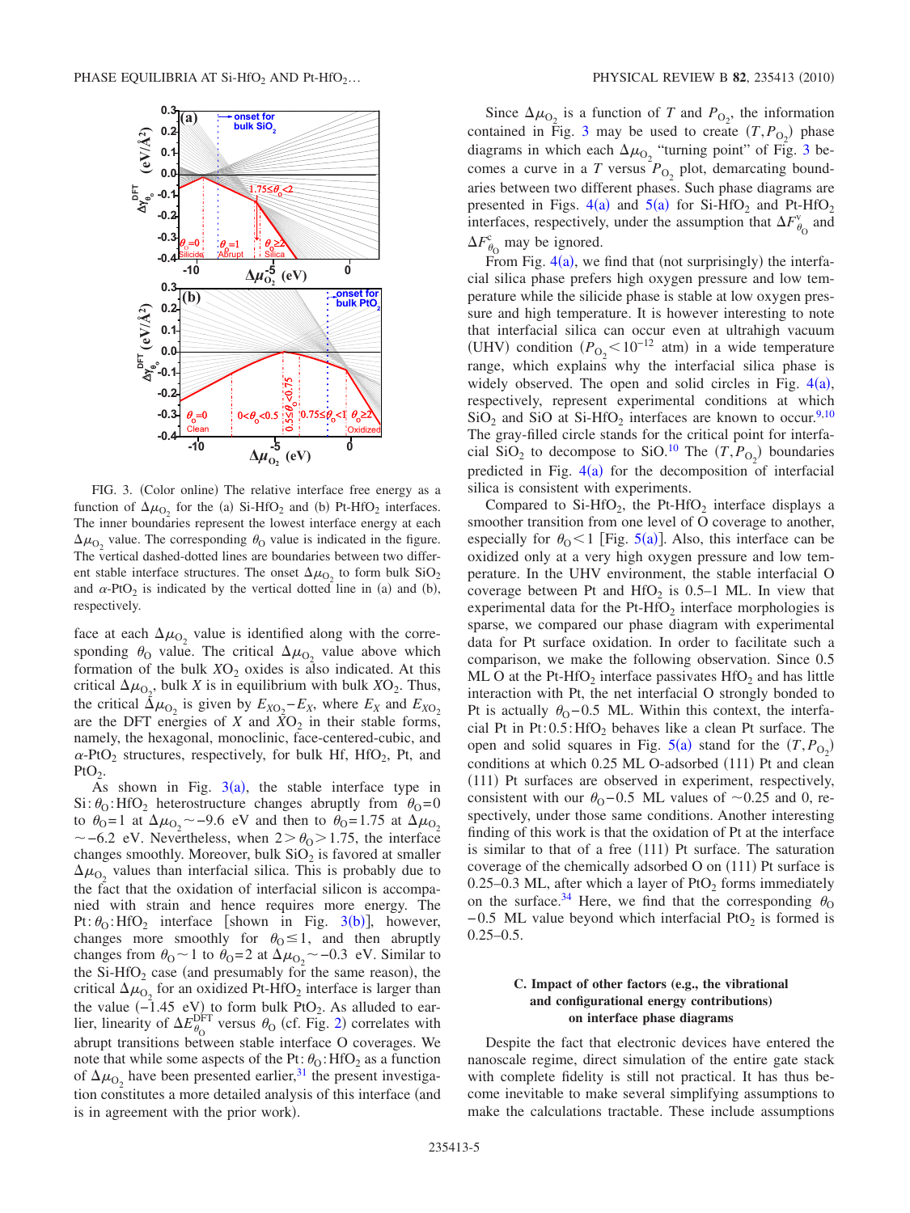FIG. 3. (Color online) The relative interface free energy as a function of $\Delta\mu_{O_2}$ for the (a) Si-HfO$_2$ and (b) Pt-HfO$_2$ interfaces. The inner boundaries represent the lowest interface energy at each $\Delta\mu_{O_2}$ value. The corresponding $\theta_O$ value is indicated in the figure. The vertical dashed-dotted lines are boundaries between two different stable interface structures. The onset $\Delta\mu_{O_2}$ to form bulk SiO$_2$ and $\alpha$-PtO$_2$ is indicated by the vertical dotted line in (a) and (b), respectively.

face at each $\Delta\mu_{O_2}$ value is identified along with the corresponding $\theta_O$ value. The critical $\Delta\mu_{O_2}$ value above which formation of the bulk $XO_2$ oxides is also indicated. At this critical $\Delta\mu_{O_2}$, bulk $X$ is in equilibrium with bulk $XO_2$. Thus, the critical $\Delta\mu_{O_2}$ is given by $E_{XO_2}-E_X$, where $E_X$ and $E_{XO_2}$ are the DFT energies of $X$ and $XO_2$ in their stable forms, namely, the hexagonal, monoclinic, face-centered-cubic, and $\alpha$-PtO$_2$ structures, respectively, for bulk Hf, HfO$_2$, Pt, and PtO$_2$.

As shown in Fig. 3(a), the stable interface type in Si:$\theta_O$:HfO$_2$ heterostructure changes abruptly from $\theta_O=0$ to $\theta_O=1$ at $\Delta\mu_{O_2}\sim-9.6$ eV and then to $\theta_O=1.75$ at $\Delta\mu_{O_2}\sim-6.2$ eV. Nevertheless, when $2>\theta_O>1.75$, the interface changes smoothly. Moreover, bulk SiO$_2$ is favored at smaller $\Delta\mu_{O_2}$ values than interfacial silica. This is probably due to the fact that the oxidation of interfacial silicon is accompanied with strain and hence requires more energy. The Pt:$\theta_O$:HfO$_2$ interface [shown in Fig. 3(b)], however, changes more smoothly for $\theta_O\leq 1$, and then abruptly changes from $\theta_O\sim 1$ to $\theta_O=2$ at $\Delta\mu_{O_2}\sim-0.3$ eV. Similar to the Si-HfO$_2$ case (and presumably for the same reason), the critical $\Delta\mu_{O_2}$ for an oxidized Pt-HfO$_2$ interface is larger than the value ($-1.45$ eV) to form bulk PtO$_2$. As alluded to earlier, linearity of $\Delta E^{\rm DFT}_{\theta_O}$ versus $\theta_O$ (cf. Fig. 2) correlates with abrupt transitions between stable interface O coverages. We note that while some aspects of the Pt:$\theta_O$:HfO$_2$ as a function of $\Delta\mu_{O_2}$ have been presented earlier,[31] the present investigation constitutes a more detailed analysis of this interface (and is in agreement with the prior work).

Since $\Delta\mu_{O_2}$ is a function of $T$ and $P_{O_2}$, the information contained in Fig. 3 may be used to create $(T,P_{O_2})$ phase diagrams in which each $\Delta\mu_{O_2}$ "turning point" of Fig. 3 becomes a curve in a $T$ versus $P_{O_2}$ plot, demarcating boundaries between two different phases. Such phase diagrams are presented in Figs. 4(a) and 5(a) for Si-HfO$_2$ and Pt-HfO$_2$ interfaces, respectively, under the assumption that $\Delta F^{\rm v}_{\theta_O}$ and $\Delta F^{\rm c}_{\theta_O}$ may be ignored.

From Fig. 4(a), we find that (not surprisingly) the interfacial silica phase prefers high oxygen pressure and low temperature while the silicide phase is stable at low oxygen pressure and high temperature. It is however interesting to note that interfacial silica can occur even at ultrahigh vacuum (UHV) condition ($P_{O_2}<10^{-12}$ atm) in a wide temperature range, which explains why the interfacial silica phase is widely observed. The open and solid circles in Fig. 4(a), respectively, represent experimental conditions at which SiO$_2$ and SiO at Si-HfO$_2$ interfaces are known to occur.[9,10] The gray-filled circle stands for the critical point for interfacial SiO$_2$ to decompose to SiO.[10] The $(T,P_{O_2})$ boundaries predicted in Fig. 4(a) for the decomposition of interfacial silica is consistent with experiments.

Compared to Si-HfO$_2$, the Pt-HfO$_2$ interface displays a smoother transition from one level of O coverage to another, especially for $\theta_O<1$ [Fig. 5(a)]. Also, this interface can be oxidized only at a very high oxygen pressure and low temperature. In the UHV environment, the stable interfacial O coverage between Pt and HfO$_2$ is 0.5–1 ML. In view that experimental data for the Pt-HfO$_2$ interface morphologies is sparse, we compared our phase diagram with experimental data for Pt surface oxidation. In order to facilitate such a comparison, we make the following observation. Since 0.5 ML O at the Pt-HfO$_2$ interface passivates HfO$_2$ and has little interaction with Pt, the net interfacial O strongly bonded to Pt is actually $\theta_O-0.5$ ML. Within this context, the interfacial Pt in Pt:0.5:HfO$_2$ behaves like a clean Pt surface. The open and solid squares in Fig. 5(a) stand for the $(T,P_{O_2})$ conditions at which 0.25 ML O-adsorbed (111) Pt and clean (111) Pt surfaces are observed in experiment, respectively, consistent with our $\theta_O-0.5$ ML values of $\sim$0.25 and 0, respectively, under those same conditions. Another interesting finding of this work is that the oxidation of Pt at the interface is similar to that of a free (111) Pt surface. The saturation coverage of the chemically adsorbed O on (111) Pt surface is 0.25–0.3 ML, after which a layer of PtO$_2$ forms immediately on the surface.[34] Here, we find that the corresponding $\theta_O-0.5$ ML value beyond which interfacial PtO$_2$ is formed is 0.25–0.5.

### C. Impact of other factors (e.g., the vibrational and configurational energy contributions) on interface phase diagrams

Despite the fact that electronic devices have entered the nanoscale regime, direct simulation of the entire gate stack with complete fidelity is still not practical. It has thus become inevitable to make several simplifying assumptions to make the calculations tractable. These include assumptions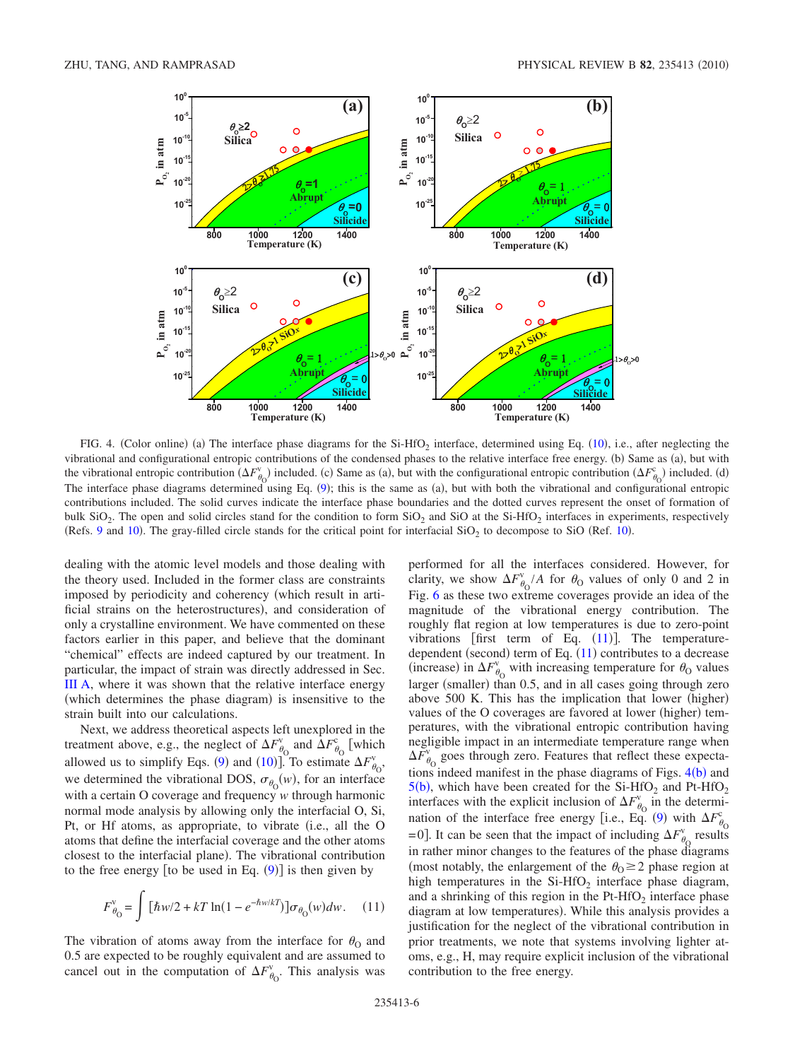FIG. 4. (Color online) (a) The interface phase diagrams for the Si-$HfO_2$ interface, determined using Eq. (10), i.e., after neglecting the vibrational and configurational entropic contributions of the condensed phases to the relative interface free energy. (b) Same as (a), but with the vibrational entropic contribution ($\Delta F^{v}_{\theta_O}$) included. (c) Same as (a), but with the configurational entropic contribution ($\Delta F^{c}_{\theta_O}$) included. (d) The interface phase diagrams determined using Eq. (9); this is the same as (a), but with both the vibrational and configurational entropic contributions included. The solid curves indicate the interface phase boundaries and the dotted curves represent the onset of formation of bulk $SiO_2$. The open and solid circles stand for the condition to form $SiO_2$ and SiO at the Si-$HfO_2$ interfaces in experiments, respectively (Refs. 9 and 10). The gray-filled circle stands for the critical point for interfacial $SiO_2$ to decompose to SiO (Ref. 10).

dealing with the atomic level models and those dealing with the theory used. Included in the former class are constraints imposed by periodicity and coherency (which result in artificial strains on the heterostructures), and consideration of only a crystalline environment. We have commented on these factors earlier in this paper, and believe that the dominant "chemical" effects are indeed captured by our treatment. In particular, the impact of strain was directly addressed in Sec. III A, where it was shown that the relative interface energy (which determines the phase diagram) is insensitive to the strain built into our calculations.

Next, we address theoretical aspects left unexplored in the treatment above, e.g., the neglect of $\Delta F^{v}_{\theta_O}$ and $\Delta F^{c}_{\theta_O}$ [which allowed us to simplify Eqs. (9) and (10)]. To estimate $\Delta F^{v}_{\theta_O}$, we determined the vibrational DOS, $\sigma_{\theta_O}(w)$, for an interface with a certain O coverage and frequency $w$ through harmonic normal mode analysis by allowing only the interfacial O, Si, Pt, or Hf atoms, as appropriate, to vibrate (i.e., all the O atoms that define the interfacial coverage and the other atoms closest to the interfacial plane). The vibrational contribution to the free energy [to be used in Eq. (9)] is then given by

$$F^{v}_{\theta_O} = \int [\hbar w/2 + kT \ln(1 - e^{-\hbar w/kT})]\sigma_{\theta_O}(w)dw. \quad (11)$$

The vibration of atoms away from the interface for $\theta_O$ and 0.5 are expected to be roughly equivalent and are assumed to cancel out in the computation of $\Delta F^{v}_{\theta_O}$. This analysis was performed for all the interfaces considered. However, for clarity, we show $\Delta F^{v}_{\theta_O}/A$ for $\theta_O$ values of only 0 and 2 in Fig. 6 as these two extreme coverages provide an idea of the magnitude of the vibrational energy contribution. The roughly flat region at low temperatures is due to zero-point vibrations [first term of Eq. (11)]. The temperature-dependent (second) term of Eq. (11) contributes to a decrease (increase) in $\Delta F^{v}_{\theta_O}$ with increasing temperature for $\theta_O$ values larger (smaller) than 0.5, and in all cases going through zero above 500 K. This has the implication that lower (higher) values of the O coverages are favored at lower (higher) temperatures, with the vibrational entropic contribution having negligible impact in an intermediate temperature range when $\Delta F^{v}_{\theta_O}$ goes through zero. Features that reflect these expectations indeed manifest in the phase diagrams of Figs. 4(b) and 5(b), which have been created for the Si-$HfO_2$ and Pt-$HfO_2$ interfaces with the explicit inclusion of $\Delta F^{v}_{\theta_O}$ in the determination of the interface free energy [i.e., Eq. (9) with $\Delta F^{c}_{\theta_O} = 0$]. It can be seen that the impact of including $\Delta F^{v}_{\theta_O}$ results in rather minor changes to the features of the phase diagrams (most notably, the enlargement of the $\theta_O \geq 2$ phase region at high temperatures in the Si-$HfO_2$ interface phase diagram, and a shrinking of this region in the Pt-$HfO_2$ interface phase diagram at low temperatures). While this analysis provides a justification for the neglect of the vibrational contribution in prior treatments, we note that systems involving lighter atoms, e.g., H, may require explicit inclusion of the vibrational contribution to the free energy.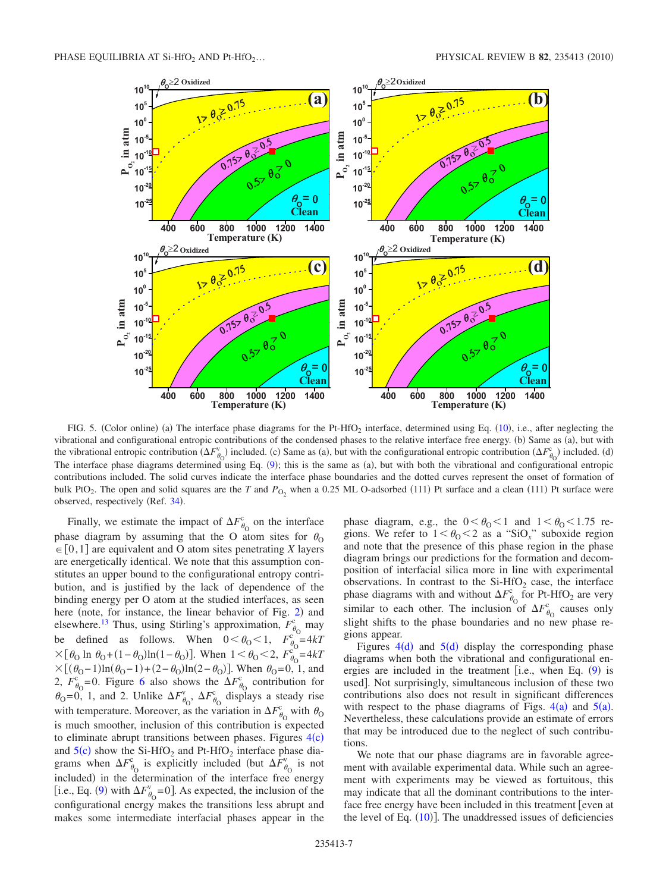FIG. 5. (Color online) (a) The interface phase diagrams for the Pt-$HfO_2$ interface, determined using Eq. (10), i.e., after neglecting the vibrational and configurational entropic contributions of the condensed phases to the relative interface free energy. (b) Same as (a), but with the vibrational entropic contribution ($\Delta F^{v}_{\theta_O}$) included. (c) Same as (a), but with the configurational entropic contribution ($\Delta F^{c}_{\theta_O}$) included. (d) The interface phase diagrams determined using Eq. (9); this is the same as (a), but with both the vibrational and configurational entropic contributions included. The solid curves indicate the interface phase boundaries and the dotted curves represent the onset of formation of bulk $PtO_2$. The open and solid squares are the $T$ and $P_{O_2}$ when a 0.25 ML O-adsorbed (111) Pt surface and a clean (111) Pt surface were observed, respectively (Ref. 34).

Finally, we estimate the impact of $\Delta F^{c}_{\theta_O}$ on the interface phase diagram by assuming that the O atom sites for $\theta_O \in [0,1]$ are equivalent and O atom sites penetrating $X$ layers are energetically identical. We note that this assumption constitutes an upper bound to the configurational entropy contribution, and is justified by the lack of dependence of the binding energy per O atom at the studied interfaces, as seen here (note, for instance, the linear behavior of Fig. 2) and elsewhere.[13] Thus, using Stirling's approximation, $F^{c}_{\theta_O}$ may be defined as follows. When $0<\theta_O<1$, $F^{c}_{\theta_O}=4kT\times[\theta_O \ln \theta_O+(1-\theta_O)\ln(1-\theta_O)]$. When $1<\theta_O<2$, $F^{c}_{\theta_O}=4kT\times[(\theta_O-1)\ln(\theta_O-1)+(2-\theta_O)\ln(2-\theta_O)]$. When $\theta_O=0$, 1, and 2, $F^{c}_{\theta_O}=0$. Figure 6 also shows the $\Delta F^{c}_{\theta_O}$ contribution for $\theta_O=0$, 1, and 2. Unlike $\Delta F^{v}_{\theta_O}$, $\Delta F^{c}_{\theta_O}$ displays a steady rise with temperature. Moreover, as the variation in $\Delta F^{c}_{\theta_O}$ with $\theta_O$ is much smoother, inclusion of this contribution is expected to eliminate abrupt transitions between phases. Figures 4(c) and 5(c) show the Si-$HfO_2$ and Pt-$HfO_2$ interface phase diagrams when $\Delta F^{c}_{\theta_O}$ is explicitly included (but $\Delta F^{v}_{\theta_O}$ is not included) in the determination of the interface free energy [i.e., Eq. (9) with $\Delta F^{v}_{\theta_O}=0$]. As expected, the inclusion of the configurational energy makes the transitions less abrupt and makes some intermediate interfacial phases appear in the phase diagram, e.g., the $0<\theta_O<1$ and $1<\theta_O<1.75$ regions. We refer to $1<\theta_O<2$ as a "$SiO_x$" suboxide region and note that the presence of this phase region in the phase diagram brings our predictions for the formation and decomposition of interfacial silica more in line with experimental observations. In contrast to the Si-$HfO_2$ case, the interface phase diagrams with and without $\Delta F^{c}_{\theta_O}$ for Pt-$HfO_2$ are very similar to each other. The inclusion of $\Delta F^{c}_{\theta_O}$ causes only slight shifts to the phase boundaries and no new phase regions appear.

Figures 4(d) and 5(d) display the corresponding phase diagrams when both the vibrational and configurational energies are included in the treatment [i.e., when Eq. (9) is used]. Not surprisingly, simultaneous inclusion of these two contributions also does not result in significant differences with respect to the phase diagrams of Figs. 4(a) and 5(a). Nevertheless, these calculations provide an estimate of errors that may be introduced due to the neglect of such contributions.

We note that our phase diagrams are in favorable agreement with available experimental data. While such an agreement with experiments may be viewed as fortuitous, this may indicate that all the dominant contributions to the interface free energy have been included in this treatment [even at the level of Eq. (10)]. The unaddressed issues of deficiencies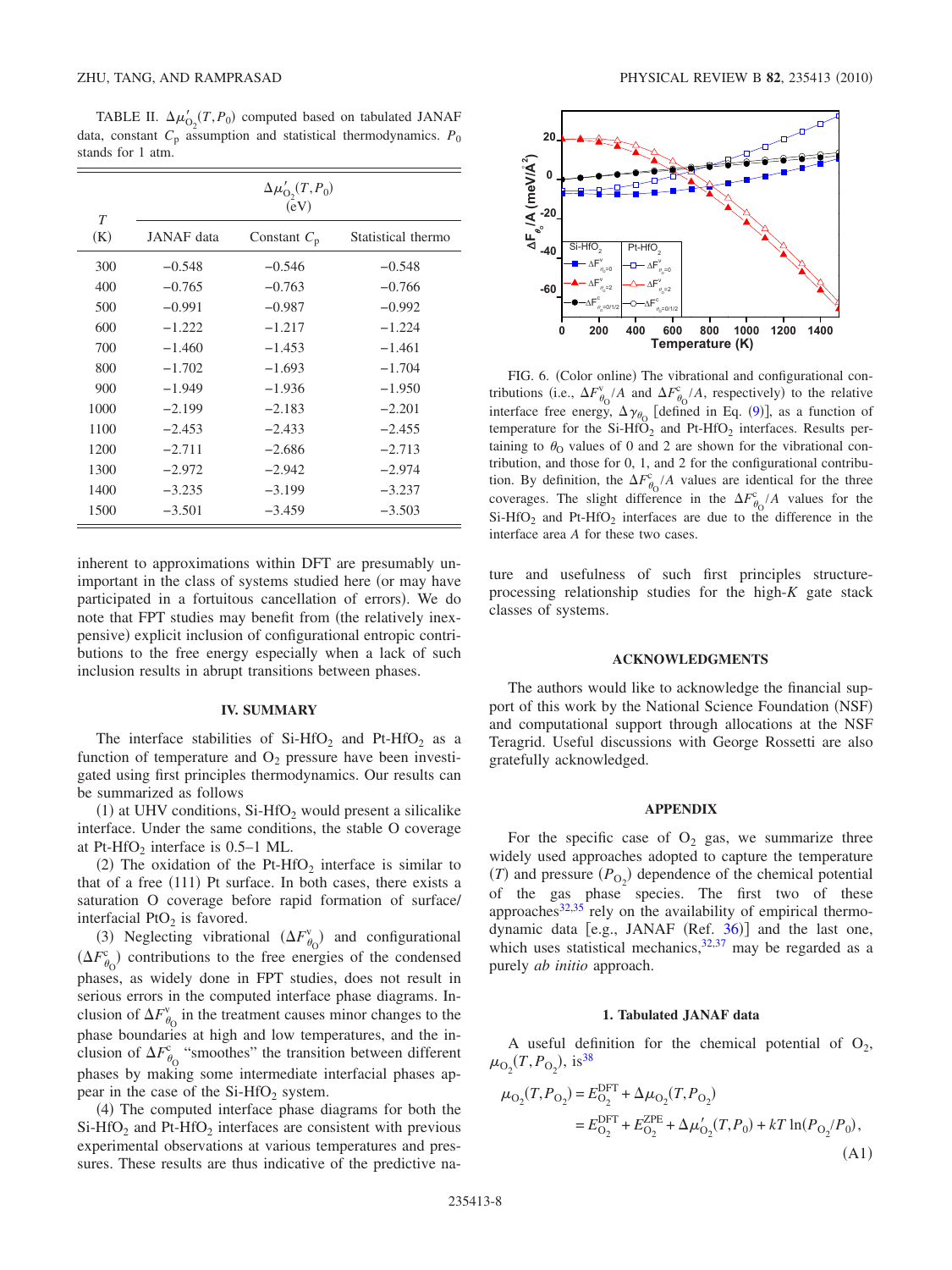TABLE II. $\Delta\mu'_{O_2}(T,P_0)$ computed based on tabulated JANAF data, constant $C_p$ assumption and statistical thermodynamics. $P_0$ stands for 1 atm.

| T (K) | $\Delta\mu'_{O_2}(T,P_0)$ (eV) | | |
|---|---|---|---|
| | JANAF data | Constant $C_p$ | Statistical thermo |
| 300 | −0.548 | −0.546 | −0.548 |
| 400 | −0.765 | −0.763 | −0.766 |
| 500 | −0.991 | −0.987 | −0.992 |
| 600 | −1.222 | −1.217 | −1.224 |
| 700 | −1.460 | −1.453 | −1.461 |
| 800 | −1.702 | −1.693 | −1.704 |
| 900 | −1.949 | −1.936 | −1.950 |
| 1000 | −2.199 | −2.183 | −2.201 |
| 1100 | −2.453 | −2.433 | −2.455 |
| 1200 | −2.711 | −2.686 | −2.713 |
| 1300 | −2.972 | −2.942 | −2.974 |
| 1400 | −3.235 | −3.199 | −3.237 |
| 1500 | −3.501 | −3.459 | −3.503 |

inherent to approximations within DFT are presumably unimportant in the class of systems studied here (or may have participated in a fortuitous cancellation of errors). We do note that FPT studies may benefit from (the relatively inexpensive) explicit inclusion of configurational entropic contributions to the free energy especially when a lack of such inclusion results in abrupt transitions between phases.

## IV. SUMMARY

The interface stabilities of Si-$HfO_2$ and Pt-$HfO_2$ as a function of temperature and $O_2$ pressure have been investigated using first principles thermodynamics. Our results can be summarized as follows

(1) at UHV conditions, Si-$HfO_2$ would present a silicalike interface. Under the same conditions, the stable O coverage at Pt-$HfO_2$ interface is 0.5–1 ML.

(2) The oxidation of the Pt-$HfO_2$ interface is similar to that of a free (111) Pt surface. In both cases, there exists a saturation O coverage before rapid formation of surface/interfacial $PtO_2$ is favored.

(3) Neglecting vibrational ($\Delta F^{v}_{\theta_O}$) and configurational ($\Delta F^{c}_{\theta_O}$) contributions to the free energies of the condensed phases, as widely done in FPT studies, does not result in serious errors in the computed interface phase diagrams. Inclusion of $\Delta F^{v}_{\theta_O}$ in the treatment causes minor changes to the phase boundaries at high and low temperatures, and the inclusion of $\Delta F^{c}_{\theta_O}$ "smoothes" the transition between different phases by making some intermediate interfacial phases appear in the case of the Si-$HfO_2$ system.

(4) The computed interface phase diagrams for both the Si-$HfO_2$ and Pt-$HfO_2$ interfaces are consistent with previous experimental observations at various temperatures and pressures. These results are thus indicative of the predictive nature and usefulness of such first principles structure-processing relationship studies for the high-K gate stack classes of systems.

FIG. 6. (Color online) The vibrational and configurational contributions (i.e., $\Delta F^{v}_{\theta_O}/A$ and $\Delta F^{c}_{\theta_O}/A$, respectively) to the relative interface free energy, $\Delta\gamma_{\theta_O}$ [defined in Eq. (9)], as a function of temperature for the Si-$HfO_2$ and Pt-$HfO_2$ interfaces. Results pertaining to $\theta_O$ values of 0 and 2 are shown for the vibrational contribution, and those for 0, 1, and 2 for the configurational contribution. By definition, the $\Delta F^{c}_{\theta_O}/A$ values are identical for the three coverages. The slight difference in the $\Delta F^{c}_{\theta_O}/A$ values for the Si-$HfO_2$ and Pt-$HfO_2$ interfaces are due to the difference in the interface area $A$ for these two cases.

## ACKNOWLEDGMENTS

The authors would like to acknowledge the financial support of this work by the National Science Foundation (NSF) and computational support through allocations at the NSF Teragrid. Useful discussions with George Rossetti are also gratefully acknowledged.

## APPENDIX

For the specific case of $O_2$ gas, we summarize three widely used approaches adopted to capture the temperature ($T$) and pressure ($P_{O_2}$) dependence of the chemical potential of the gas phase species. The first two of these approaches[32,35] rely on the availability of empirical thermodynamic data [e.g., JANAF (Ref. 36)] and the last one, which uses statistical mechanics,[32,37] may be regarded as a purely *ab initio* approach.

### 1. Tabulated JANAF data

A useful definition for the chemical potential of $O_2$, $\mu_{O_2}(T,P_{O_2})$, is[38]

$$\mu_{O_2}(T,P_{O_2}) = E^{\mathrm{DFT}}_{O_2} + \Delta\mu_{O_2}(T,P_{O_2}) = E^{\mathrm{DFT}}_{O_2} + E^{\mathrm{ZPE}}_{O_2} + \Delta\mu'_{O_2}(T,P_0) + kT\ln(P_{O_2}/P_0), \tag{A1}$$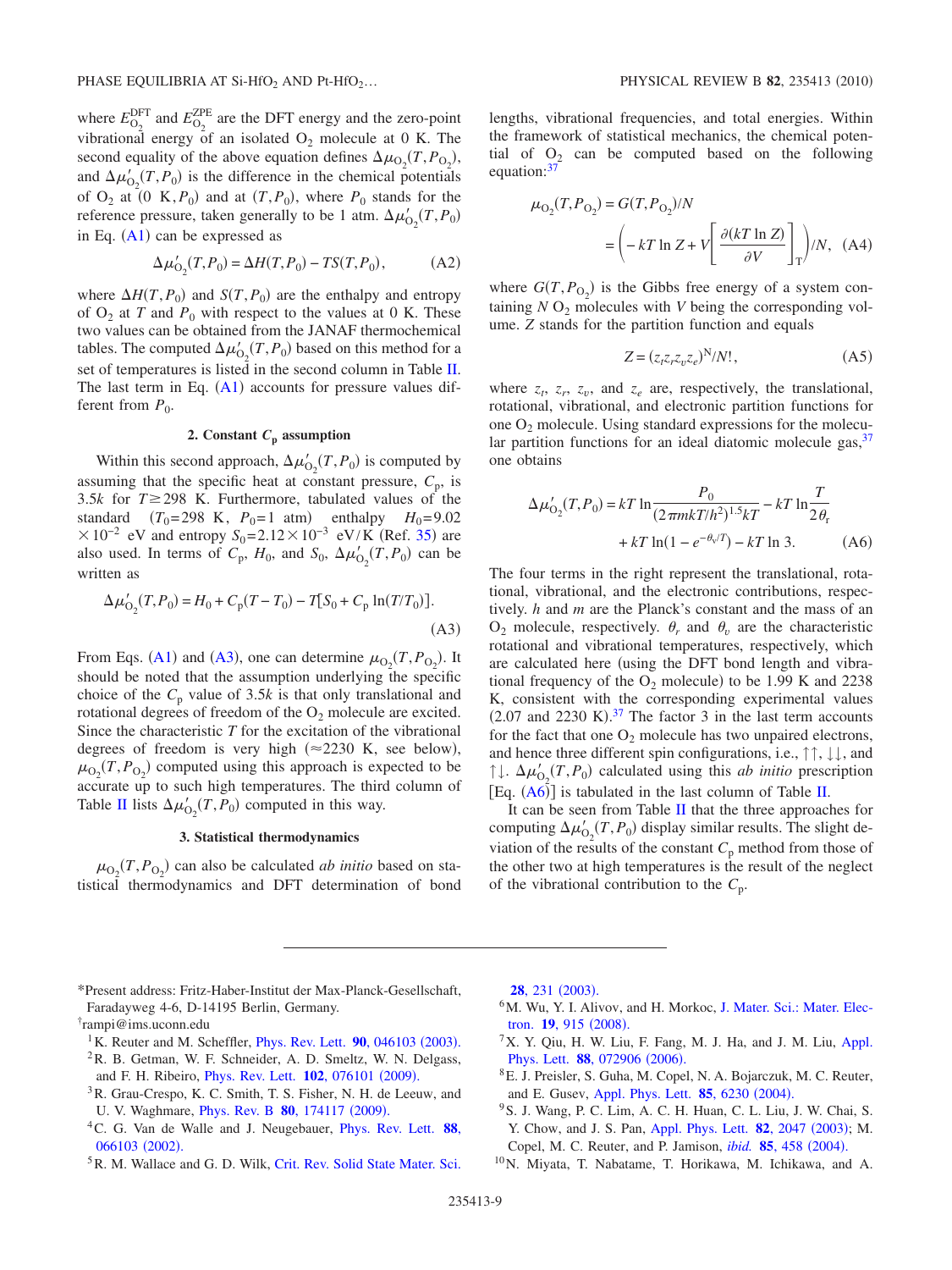where $E_{O_2}^{DFT}$ and $E_{O_2}^{ZPE}$ are the DFT energy and the zero-point vibrational energy of an isolated $O_2$ molecule at 0 K. The second equality of the above equation defines $\Delta\mu_{O_2}(T,P_{O_2})$, and $\Delta\mu'_{O_2}(T,P_0)$ is the difference in the chemical potentials of $O_2$ at (0 K, $P_0$) and at ($T,P_0$), where $P_0$ stands for the reference pressure, taken generally to be 1 atm. $\Delta\mu'_{O_2}(T,P_0)$ in Eq. (A1) can be expressed as

$$\Delta\mu'_{O_2}(T,P_0) = \Delta H(T,P_0) - TS(T,P_0), \tag{A2}$$

where $\Delta H(T,P_0)$ and $S(T,P_0)$ are the enthalpy and entropy of $O_2$ at $T$ and $P_0$ with respect to the values at 0 K. These two values can be obtained from the JANAF thermochemical tables. The computed $\Delta\mu'_{O_2}(T,P_0)$ based on this method for a set of temperatures is listed in the second column in Table II. The last term in Eq. (A1) accounts for pressure values different from $P_0$.

### 2. Constant $C_p$ assumption

Within this second approach, $\Delta\mu'_{O_2}(T,P_0)$ is computed by assuming that the specific heat at constant pressure, $C_p$, is $3.5k$ for $T \geq 298$ K. Furthermore, tabulated values of the standard ($T_0$=298 K, $P_0$=1 atm) enthalpy $H_0 = 9.02 \times 10^{-2}$ eV and entropy $S_0 = 2.12 \times 10^{-3}$ eV/K (Ref. 35) are also used. In terms of $C_p$, $H_0$, and $S_0$, $\Delta\mu'_{O_2}(T,P_0)$ can be written as

$$\Delta\mu'_{O_2}(T,P_0) = H_0 + C_p(T - T_0) - T[S_0 + C_p \ln(T/T_0)]. \tag{A3}$$

From Eqs. (A1) and (A3), one can determine $\mu_{O_2}(T,P_{O_2})$. It should be noted that the assumption underlying the specific choice of the $C_p$ value of $3.5k$ is that only translational and rotational degrees of freedom of the $O_2$ molecule are excited. Since the characteristic $T$ for the excitation of the vibrational degrees of freedom is very high ($\approx$2230 K, see below), $\mu_{O_2}(T,P_{O_2})$ computed using this approach is expected to be accurate up to such high temperatures. The third column of Table II lists $\Delta\mu'_{O_2}(T,P_0)$ computed in this way.

### 3. Statistical thermodynamics

$\mu_{O_2}(T,P_{O_2})$ can also be calculated *ab initio* based on statistical thermodynamics and DFT determination of bond lengths, vibrational frequencies, and total energies. Within the framework of statistical mechanics, the chemical potential of $O_2$ can be computed based on the following equation:[37]

$$\mu_{O_2}(T,P_{O_2}) = G(T,P_{O_2})/N = \left(-kT \ln Z + V\left[\frac{\partial(kT \ln Z)}{\partial V}\right]_T\right)/N, \tag{A4}$$

where $G(T,P_{O_2})$ is the Gibbs free energy of a system containing $N$ $O_2$ molecules with $V$ being the corresponding volume. $Z$ stands for the partition function and equals

$$Z = (z_t z_r z_v z_e)^N/N!, \tag{A5}$$

where $z_t$, $z_r$, $z_v$, and $z_e$ are, respectively, the translational, rotational, vibrational, and electronic partition functions for one $O_2$ molecule. Using standard expressions for the molecular partition functions for an ideal diatomic molecule gas,[37] one obtains

$$\Delta\mu'_{O_2}(T,P_0) = kT \ln\frac{P_0}{(2\pi mkT/h^2)^{1.5}kT} - kT \ln\frac{T}{2\theta_r} + kT \ln(1 - e^{-\theta_v/T}) - kT \ln 3. \tag{A6}$$

The four terms in the right represent the translational, rotational, vibrational, and the electronic contributions, respectively. $h$ and $m$ are the Planck's constant and the mass of an $O_2$ molecule, respectively. $\theta_r$ and $\theta_v$ are the characteristic rotational and vibrational temperatures, respectively, which are calculated here (using the DFT bond length and vibrational frequency of the $O_2$ molecule) to be 1.99 K and 2238 K, consistent with the corresponding experimental values (2.07 and 2230 K).[37] The factor 3 in the last term accounts for the fact that one $O_2$ molecule has two unpaired electrons, and hence three different spin configurations, i.e., ↑↑, ↓↓, and ↑↓. $\Delta\mu'_{O_2}(T,P_0)$ calculated using this *ab initio* prescription [Eq. (A6)] is tabulated in the last column of Table II.

It can be seen from Table II that the three approaches for computing $\Delta\mu'_{O_2}(T,P_0)$ display similar results. The slight deviation of the results of the constant $C_p$ method from those of the other two at high temperatures is the result of the neglect of the vibrational contribution to the $C_p$.

---

*Present address: Fritz-Haber-Institut der Max-Planck-Gesellschaft, Faradayweg 4-6, D-14195 Berlin, Germany.

†rampi@ims.uconn.edu

[1] K. Reuter and M. Scheffler, Phys. Rev. Lett. **90**, 046103 (2003).

[2] R. B. Getman, W. F. Schneider, A. D. Smeltz, W. N. Delgass, and F. H. Ribeiro, Phys. Rev. Lett. **102**, 076101 (2009).

[3] R. Grau-Crespo, K. C. Smith, T. S. Fisher, N. H. de Leeuw, and U. V. Waghmare, Phys. Rev. B **80**, 174117 (2009).

[4] C. G. Van de Walle and J. Neugebauer, Phys. Rev. Lett. **88**, 066103 (2002).

[5] R. M. Wallace and G. D. Wilk, Crit. Rev. Solid State Mater. Sci. **28**, 231 (2003).

[6] M. Wu, Y. I. Alivov, and H. Morkoc, J. Mater. Sci.: Mater. Electron. **19**, 915 (2008).

[7] X. Y. Qiu, H. W. Liu, F. Fang, M. J. Ha, and J. M. Liu, Appl. Phys. Lett. **88**, 072906 (2006).

[8] E. J. Preisler, S. Guha, M. Copel, N. A. Bojarczuk, M. C. Reuter, and E. Gusev, Appl. Phys. Lett. **85**, 6230 (2004).

[9] S. J. Wang, P. C. Lim, A. C. H. Huan, C. L. Liu, J. W. Chai, S. Y. Chow, and J. S. Pan, Appl. Phys. Lett. **82**, 2047 (2003); M. Copel, M. C. Reuter, and P. Jamison, *ibid.* **85**, 458 (2004).

[10] N. Miyata, T. Nabatame, T. Horikawa, M. Ichikawa, and A.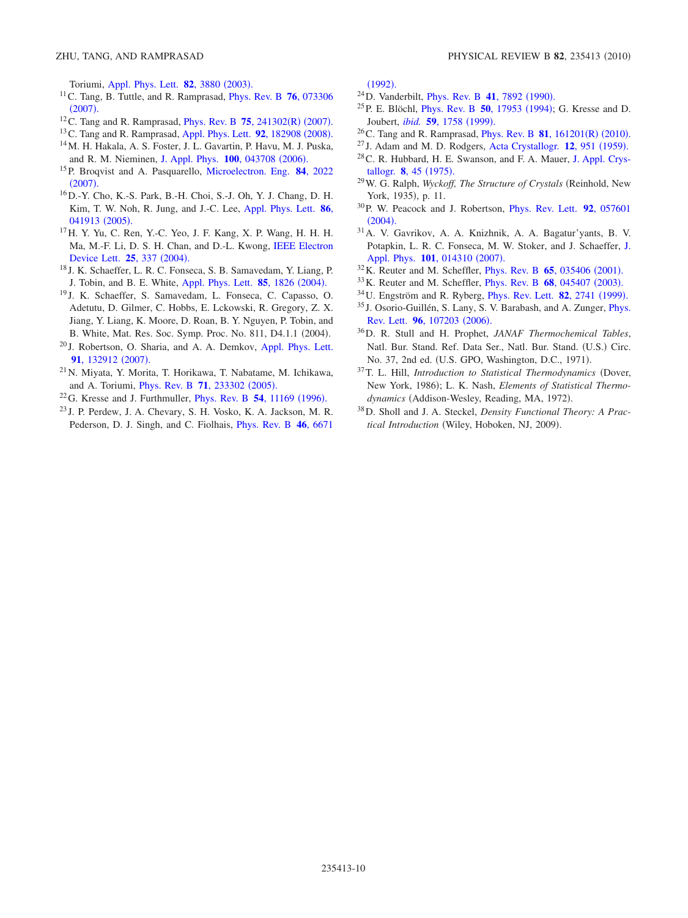Toriumi, Appl. Phys. Lett. **82**, 3880 (2003).

[11] C. Tang, B. Tuttle, and R. Ramprasad, Phys. Rev. B **76**, 073306 (2007).

[12] C. Tang and R. Ramprasad, Phys. Rev. B **75**, 241302(R) (2007).

[13] C. Tang and R. Ramprasad, Appl. Phys. Lett. **92**, 182908 (2008).

[14] M. H. Hakala, A. S. Foster, J. L. Gavartin, P. Havu, M. J. Puska, and R. M. Nieminen, J. Appl. Phys. **100**, 043708 (2006).

[15] P. Broqvist and A. Pasquarello, Microelectron. Eng. **84**, 2022 (2007).

[16] D.-Y. Cho, K.-S. Park, B.-H. Choi, S.-J. Oh, Y. J. Chang, D. H. Kim, T. W. Noh, R. Jung, and J.-C. Lee, Appl. Phys. Lett. **86**, 041913 (2005).

[17] H. Y. Yu, C. Ren, Y.-C. Yeo, J. F. Kang, X. P. Wang, H. H. H. Ma, M.-F. Li, D. S. H. Chan, and D.-L. Kwong, IEEE Electron Device Lett. **25**, 337 (2004).

[18] J. K. Schaeffer, L. R. C. Fonseca, S. B. Samavedam, Y. Liang, P. J. Tobin, and B. E. White, Appl. Phys. Lett. **85**, 1826 (2004).

[19] J. K. Schaeffer, S. Samavedam, L. Fonseca, C. Capasso, O. Adetutu, D. Gilmer, C. Hobbs, E. Lckowski, R. Gregory, Z. X. Jiang, Y. Liang, K. Moore, D. Roan, B. Y. Nguyen, P. Tobin, and B. White, Mat. Res. Soc. Symp. Proc. No. 811, D4.1.1 (2004).

[20] J. Robertson, O. Sharia, and A. A. Demkov, Appl. Phys. Lett. **91**, 132912 (2007).

[21] N. Miyata, Y. Morita, T. Horikawa, T. Nabatame, M. Ichikawa, and A. Toriumi, Phys. Rev. B **71**, 233302 (2005).

[22] G. Kresse and J. Furthmuller, Phys. Rev. B **54**, 11169 (1996).

[23] J. P. Perdew, J. A. Chevary, S. H. Vosko, K. A. Jackson, M. R. Pederson, D. J. Singh, and C. Fiolhais, Phys. Rev. B **46**, 6671 (1992).

[24] D. Vanderbilt, Phys. Rev. B **41**, 7892 (1990).

[25] P. E. Blöchl, Phys. Rev. B **50**, 17953 (1994); G. Kresse and D. Joubert, *ibid.* **59**, 1758 (1999).

[26] C. Tang and R. Ramprasad, Phys. Rev. B **81**, 161201(R) (2010).

[27] J. Adam and M. D. Rodgers, Acta Crystallogr. **12**, 951 (1959).

[28] C. R. Hubbard, H. E. Swanson, and F. A. Mauer, J. Appl. Crystallogr. **8**, 45 (1975).

[29] W. G. Ralph, *Wyckoff, The Structure of Crystals* (Reinhold, New York, 1935), p. 11.

[30] P. W. Peacock and J. Robertson, Phys. Rev. Lett. **92**, 057601 (2004).

[31] A. V. Gavrikov, A. A. Knizhnik, A. A. Bagatur'yants, B. V. Potapkin, L. R. C. Fonseca, M. W. Stoker, and J. Schaeffer, J. Appl. Phys. **101**, 014310 (2007).

[32] K. Reuter and M. Scheffler, Phys. Rev. B **65**, 035406 (2001).

[33] K. Reuter and M. Scheffler, Phys. Rev. B **68**, 045407 (2003).

[34] U. Engström and R. Ryberg, Phys. Rev. Lett. **82**, 2741 (1999).

[35] J. Osorio-Guillén, S. Lany, S. V. Barabash, and A. Zunger, Phys. Rev. Lett. **96**, 107203 (2006).

[36] D. R. Stull and H. Prophet, *JANAF Thermochemical Tables*, Natl. Bur. Stand. Ref. Data Ser., Natl. Bur. Stand. (U.S.) Circ. No. 37, 2nd ed. (U.S. GPO, Washington, D.C., 1971).

[37] T. L. Hill, *Introduction to Statistical Thermodynamics* (Dover, New York, 1986); L. K. Nash, *Elements of Statistical Thermodynamics* (Addison-Wesley, Reading, MA, 1972).

[38] D. Sholl and J. A. Steckel, *Density Functional Theory: A Practical Introduction* (Wiley, Hoboken, NJ, 2009).